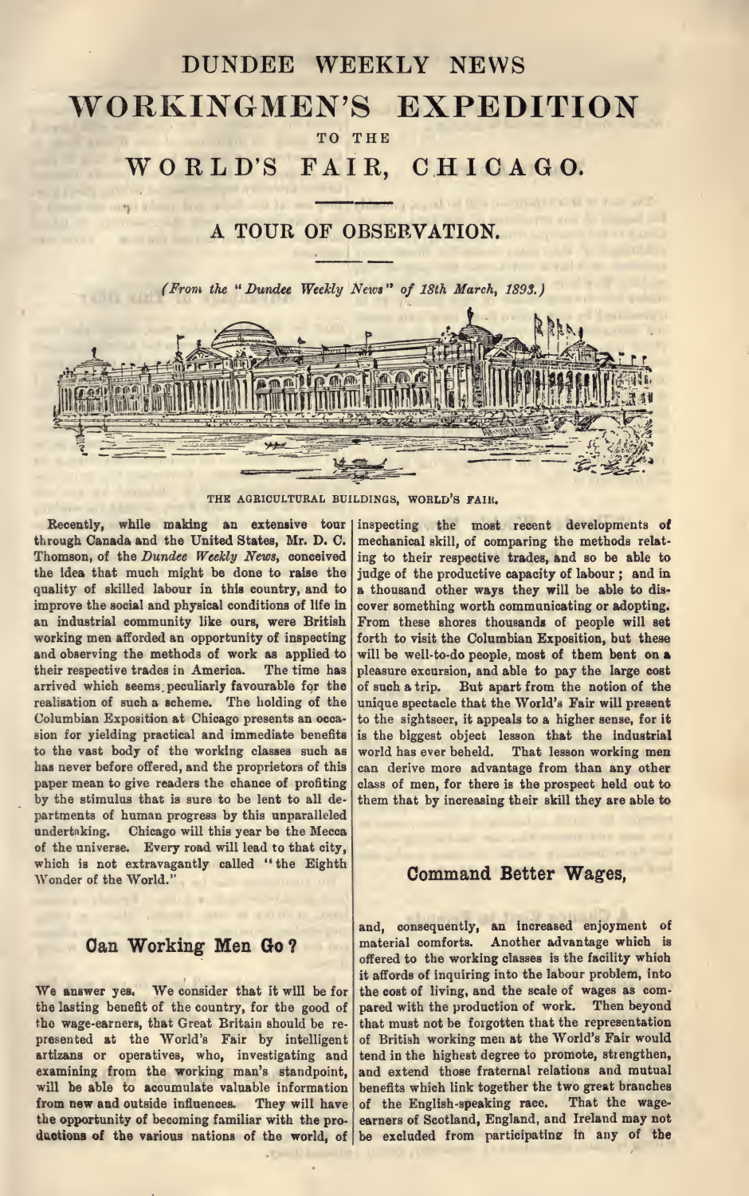# DUNDEE WEEKLY NEWS

# WORKINGMEN'S EXPEDITION

TO THE

## WORLD'S FAIR, CHICAGO.

### A TOUR OF OBSERVATION.

*(From the "Dundee Weekly News" of 18th March, 1893.)*

THE AGRICULTURAL BUILDINGS, WORLD'S FAIR.

Recently, while making an extensive tour through Canada and the United States, Mr. D. C. Thomson, of the *Dundee Weekly News*, conceived the idea that much might be done to raise the quality of skilled labour in this country, and to improve the social and physical conditions of life in an industrial community like ours, were British working men afforded an opportunity of inspecting and observing the methods of work as applied to their respective trades in America. The time has arrived which seems peculiarly favourable for the realisation of such a scheme. The holding of the Columbian Exposition at Chicago presents an occasion for yielding practical and immediate benefits to the vast body of the working classes such as has never before offered, and the proprietors of this paper mean to give readers the chance of profiting by the stimulus that is sure to be lent to all departments of human progress by this unparalleled undertaking. Chicago will this year be the Mecca of the universe. Every road will lead to that city, which is not extravagantly called "the Eighth Wonder of the World."

### Can Working Men Go?

We answer yes. We consider that it will be for the lasting benefit of the country, for the good of the wage-earners, that Great Britain should be represented at the World's Fair by intelligent artizans or operatives, who, investigating and examining from the working man's standpoint, will be able to accumulate valuable information from new and outside influences. They will have the opportunity of becoming familiar with the productions of the various nations of the world, of inspecting the most recent developments of mechanical skill, of comparing the methods relating to their respective trades, and so be able to judge of the productive capacity of labour; and in a thousand other ways they will be able to discover something worth communicating or adopting. From these shores thousands of people will set forth to visit the Columbian Exposition, but these will be well-to-do people, most of them bent on a pleasure excursion, and able to pay the large cost of such a trip. But apart from the notion of the unique spectacle that the World's Fair will present to the sightseer, it appeals to a higher sense, for it is the biggest object lesson that the industrial world has ever beheld. That lesson working men can derive more advantage from than any other class of men, for there is the prospect held out to them that by increasing their skill they are able to

### Command Better Wages,

and, consequently, an increased enjoyment of material comforts. Another advantage which is offered to the working classes is the facility which it affords of inquiring into the labour problem, into the cost of living, and the scale of wages as compared with the production of work. Then beyond that must not be forgotten that the representation of British working men at the World's Fair would tend in the highest degree to promote, strengthen, and extend those fraternal relations and mutual benefits which link together the two great branches of the English-speaking race. That the wage-earners of Scotland, England, and Ireland may not be excluded from participating in any of the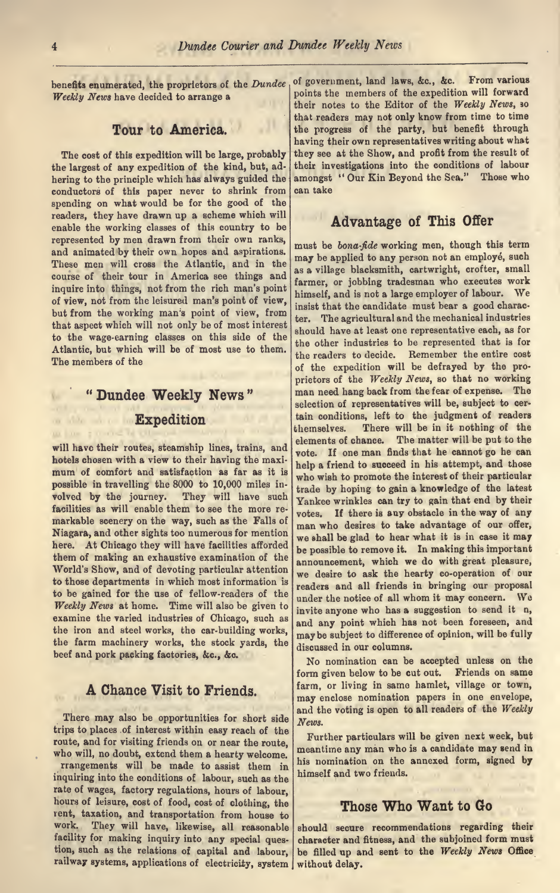benefits enumerated, the proprietors of the *Dundee Weekly News* have decided to arrange a

## Tour to America.

The cost of this expedition will be large, probably the largest of any expedition of the kind, but, adhering to the principle which has always guided the conductors of this paper never to shrink from spending on what would be for the good of the readers, they have drawn up a scheme which will enable the working classes of this country to be represented by men drawn from their own ranks, and animated by their own hopes and aspirations. These men will cross the Atlantic, and in the course of their tour in America see things and inquire into things, not from the rich man's point of view, not from the leisured man's point of view, but from the working man's point of view, from that aspect which will not only be of most interest to the wage-earning classes on this side of the Atlantic, but which will be of most use to them. The members of the

## "Dundee Weekly News" Expedition

will have their routes, steamship lines, trains, and hotels chosen with a view to their having the maximum of comfort and satisfaction as far as it is possible in travelling the 8000 to 10,000 miles involved by the journey. They will have such facilities as will enable them to see the more remarkable scenery on the way, such as the Falls of Niagara, and other sights too numerous for mention here. At Chicago they will have facilities afforded them of making an exhaustive examination of the World's Show, and of devoting particular attention to those departments in which most information is to be gained for the use of fellow-readers of the *Weekly News* at home. Time will also be given to examine the varied industries of Chicago, such as the iron and steel works, the car-building works, the farm machinery works, the stock yards, the beef and pork packing factories, &c., &c.

## A Chance Visit to Friends.

There may also be opportunities for short side trips to places of interest within easy reach of the route, and for visiting friends on or near the route, who will, no doubt, extend them a hearty welcome. rrangements will be made to assist them in inquiring into the conditions of labour, such as the rate of wages, factory regulations, hours of labour, hours of leisure, cost of food, cost of clothing, the rent, taxation, and transportation from house to work. They will have, likewise, all reasonable facility for making inquiry into any special question, such as the relations of capital and labour, railway systems, applications of electricity, system of government, land laws, &c., &c. From various points the members of the expedition will forward their notes to the Editor of the *Weekly News*, so that readers may not only know from time to time the progress of the party, but benefit through having their own representatives writing about what they see at the Show, and profit from the result of their investigations into the conditions of labour amongst "Our Kin Beyond the Sea." Those who can take

## Advantage of This Offer

must be *bona-fide* working men, though this term may be applied to any person not an employé, such as a village blacksmith, cartwright, crofter, small farmer, or jobbing tradesman who executes work himself, and is not a large employer of labour. We insist that the candidate must bear a good character. The agricultural and the mechanical industries should have at least one representative each, as for the other industries to be represented that is for the readers to decide. Remember the entire cost of the expedition will be defrayed by the proprietors of the *Weekly News*, so that no working man need hang back from the fear of expense. The selection of representatives will be, subject to certain conditions, left to the judgment of readers themselves. There will be in it nothing of the elements of chance. The matter will be put to the vote. If one man finds that he cannot go he can help a friend to succeed in his attempt, and those who wish to promote the interest of their particular trade by hoping to gain a knowledge of the latest Yankee wrinkles can try to gain that end by their votes. If there is any obstacle in the way of any man who desires to take advantage of our offer, we shall be glad to hear what it is in case it may be possible to remove it. In making this important announcement, which we do with great pleasure, we desire to ask the hearty co-operation of our readers and all friends in bringing our proposal under the notice of all whom it may concern. We invite anyone who has a suggestion to send it n, and any point which has not been foreseen, and may be subject to difference of opinion, will be fully discussed in our columns.

No nomination can be accepted unless on the form given below to be cut out. Friends on same farm, or living in same hamlet, village or town, may enclose nomination papers in one envelope, and the voting is open to all readers of the *Weekly News*.

Further particulars will be given next week, but meantime any man who is a candidate may send in his nomination on the annexed form, signed by himself and two friends.

## Those Who Want to Go

should secure recommendations regarding their character and fitness, and the subjoined form must be filled up and sent to the *Weekly News* Office without delay.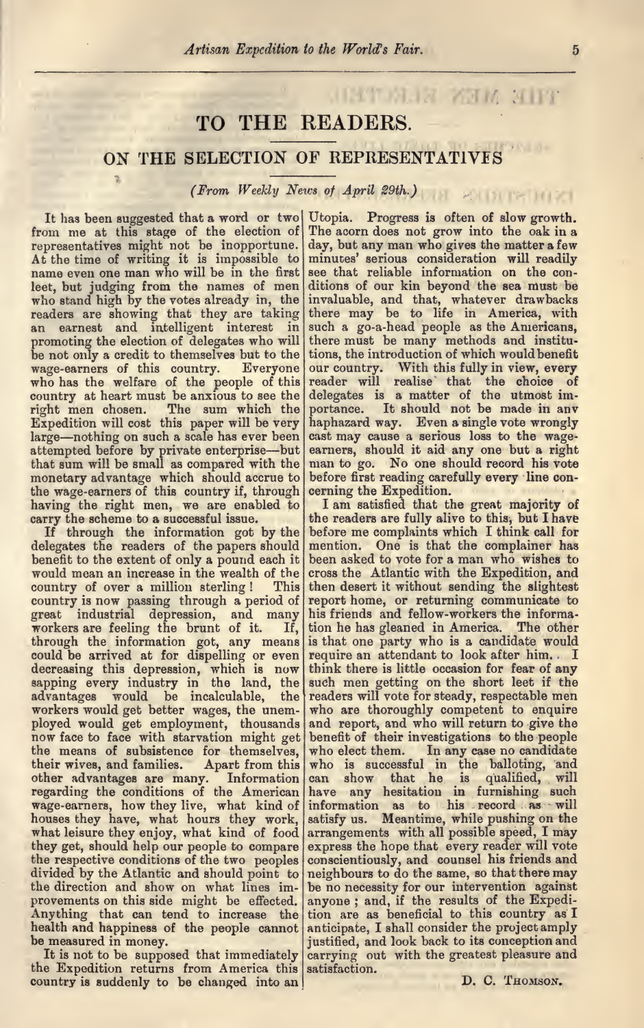# TO THE READERS.

## ON THE SELECTION OF REPRESENTATIVES

*(From Weekly News of April 29th.)*

It has been suggested that a word or two from me at this stage of the election of representatives might not be inopportune. At the time of writing it is impossible to name even one man who will be in the first leet, but judging from the names of men who stand high by the votes already in, the readers are showing that they are taking an earnest and intelligent interest in promoting the election of delegates who will be not only a credit to themselves but to the wage-earners of this country. Everyone who has the welfare of the people of this country at heart must be anxious to see the right men chosen. The sum which the Expedition will cost this paper will be very large—nothing on such a scale has ever been attempted before by private enterprise—but that sum will be small as compared with the monetary advantage which should accrue to the wage-earners of this country if, through having the right men, we are enabled to carry the scheme to a successful issue.

If through the information got by the delegates the readers of the papers should benefit to the extent of only a pound each it would mean an increase in the wealth of the country of over a million sterling! This country is now passing through a period of great industrial depression, and many workers are feeling the brunt of it. If, through the information got, any means could be arrived at for dispelling or even decreasing this depression, which is now sapping every industry in the land, the advantages would be incalculable, the workers would get better wages, the unemployed would get employment, thousands now face to face with starvation might get the means of subsistence for themselves, their wives, and families. Apart from this other advantages are many. Information regarding the conditions of the American wage-earners, how they live, what kind of houses they have, what hours they work, what leisure they enjoy, what kind of food they get, should help our people to compare the respective conditions of the two peoples divided by the Atlantic and should point to the direction and show on what lines improvements on this side might be effected. Anything that can tend to increase the health and happiness of the people cannot be measured in money.

It is not to be supposed that immediately the Expedition returns from America this country is suddenly to be changed into an Utopia. Progress is often of slow growth. The acorn does not grow into the oak in a day, but any man who gives the matter a few minutes' serious consideration will readily see that reliable information on the conditions of our kin beyond the sea must be invaluable, and that, whatever drawbacks there may be to life in America, with such a go-a-head people as the Americans, there must be many methods and institutions, the introduction of which would benefit our country. With this fully in view, every reader will realise the choice of delegates is a matter of the utmost importance. It should not be made in anv haphazard way. Even a single vote wrongly cast may cause a serious loss to the wage-earners, should it aid any one but a right man to go. No one should record his vote before first reading carefully every line concerning the Expedition.

I am satisfied that the great majority of the readers are fully alive to this, but I have before me complaints which I think call for mention. One is that the complainer has been asked to vote for a man who wishes to cross the Atlantic with the Expedition, and then desert it without sending the slightest report home, or returning communicate to his friends and fellow-workers the information he has gleaned in America. The other is that one party who is a candidate would require an attendant to look after him. I think there is little occasion for fear of any such men getting on the short leet if the readers will vote for steady, respectable men who are thoroughly competent to enquire and report, and who will return to give the benefit of their investigations to the people who elect them. In any case no candidate who is successful in the balloting, and can show that he is qualified, will have any hesitation in furnishing such information as to his record as will satisfy us. Meantime, while pushing on the arrangements with all possible speed, I may express the hope that every reader will vote conscientiously, and counsel his friends and neighbours to do the same, so that there may be no necessity for our intervention against anyone; and, if the results of the Expedition are as beneficial to this country as I anticipate, I shall consider the project amply justified, and look back to its conception and carrying out with the greatest pleasure and satisfaction.

D. C. Thomson.